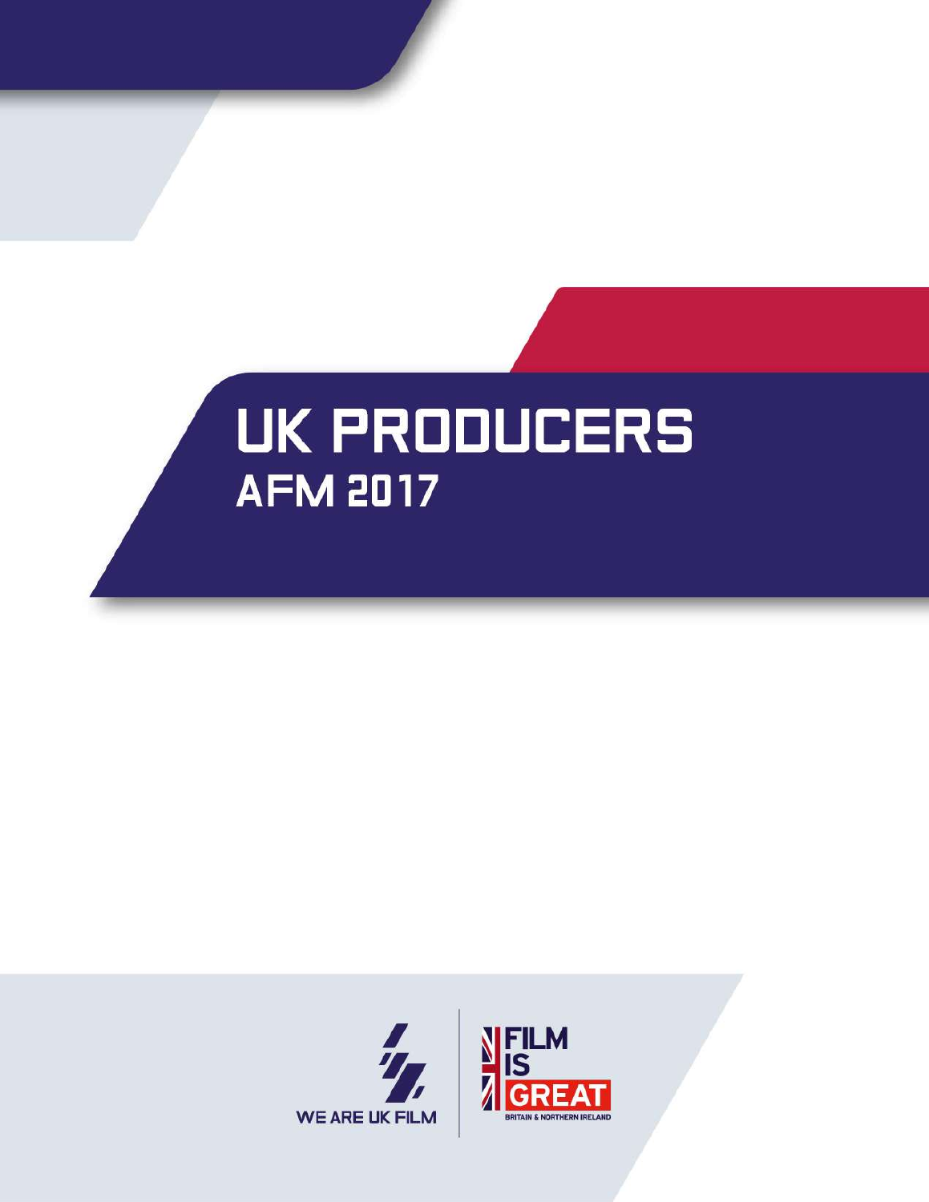# UK PRODUCERS
## AFM 2017

WE ARE UK FILM

FILM IS GREAT
BRITAIN & NORTHERN IRELAND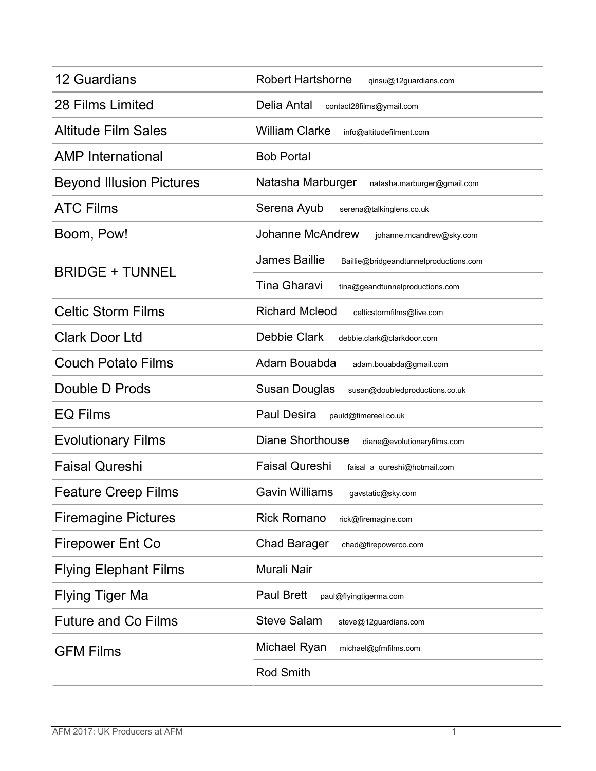| Company | Contact | Email |
| --- | --- | --- |
| 12 Guardians | Robert Hartshorne | qinsu@12guardians.com |
| 28 Films Limited | Delia Antal | contact28films@ymail.com |
| Altitude Film Sales | William Clarke | info@altitudefilment.com |
| AMP International | Bob Portal | |
| Beyond Illusion Pictures | Natasha Marburger | natasha.marburger@gmail.com |
| ATC Films | Serena Ayub | serena@talkinglens.co.uk |
| Boom, Pow! | Johanne McAndrew | johanne.mcandrew@sky.com |
| BRIDGE + TUNNEL | James Baillie | Baillie@bridgeandtunnelproductions.com |
| | Tina Gharavi | tina@geandtunnelproductions.com |
| Celtic Storm Films | Richard Mcleod | celticstormfilms@live.com |
| Clark Door Ltd | Debbie Clark | debbie.clark@clarkdoor.com |
| Couch Potato Films | Adam Bouabda | adam.bouabda@gmail.com |
| Double D Prods | Susan Douglas | susan@doubledproductions.co.uk |
| EQ Films | Paul Desira | pauld@timereel.co.uk |
| Evolutionary Films | Diane Shorthouse | diane@evolutionaryfilms.com |
| Faisal Qureshi | Faisal Qureshi | faisal_a_qureshi@hotmail.com |
| Feature Creep Films | Gavin Williams | gavstatic@sky.com |
| Firemagine Pictures | Rick Romano | rick@firemagine.com |
| Firepower Ent Co | Chad Barager | chad@firepowerco.com |
| Flying Elephant Films | Murali Nair | |
| Flying Tiger Ma | Paul Brett | paul@flyingtigerma.com |
| Future and Co Films | Steve Salam | steve@12guardians.com |
| GFM Films | Michael Ryan | michael@gfmfilms.com |
| | Rod Smith | |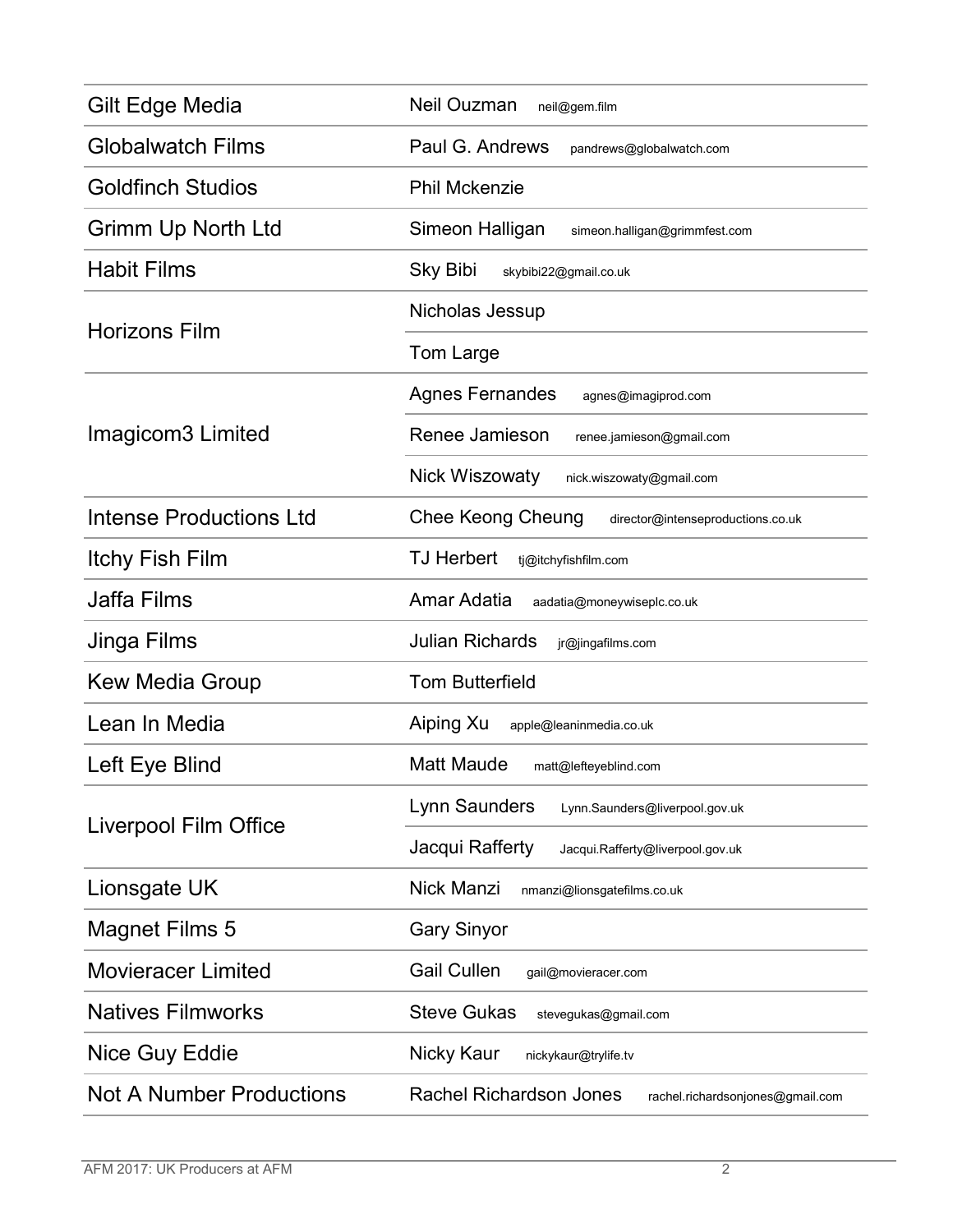| Company | Contact | Email |
|---|---|---|
| Gilt Edge Media | Neil Ouzman | neil@gem.film |
| Globalwatch Films | Paul G. Andrews | pandrews@globalwatch.com |
| Goldfinch Studios | Phil Mckenzie | |
| Grimm Up North Ltd | Simeon Halligan | simeon.halligan@grimmfest.com |
| Habit Films | Sky Bibi | skybibi22@gmail.co.uk |
| Horizons Film | Nicholas Jessup | |
| | Tom Large | |
| Imagicom3 Limited | Agnes Fernandes | agnes@imagiprod.com |
| | Renee Jamieson | renee.jamieson@gmail.com |
| | Nick Wiszowaty | nick.wiszowaty@gmail.com |
| Intense Productions Ltd | Chee Keong Cheung | director@intenseproductions.co.uk |
| Itchy Fish Film | TJ Herbert | tj@itchyfishfilm.com |
| Jaffa Films | Amar Adatia | aadatia@moneywiseplc.co.uk |
| Jinga Films | Julian Richards | jr@jingafilms.com |
| Kew Media Group | Tom Butterfield | |
| Lean In Media | Aiping Xu | apple@leaninmedia.co.uk |
| Left Eye Blind | Matt Maude | matt@lefteyeblind.com |
| Liverpool Film Office | Lynn Saunders | Lynn.Saunders@liverpool.gov.uk |
| | Jacqui Rafferty | Jacqui.Rafferty@liverpool.gov.uk |
| Lionsgate UK | Nick Manzi | nmanzi@lionsgatefilms.co.uk |
| Magnet Films 5 | Gary Sinyor | |
| Movieracer Limited | Gail Cullen | gail@movieracer.com |
| Natives Filmworks | Steve Gukas | stevegukas@gmail.com |
| Nice Guy Eddie | Nicky Kaur | nickykaur@trylife.tv |
| Not A Number Productions | Rachel Richardson Jones | rachel.richardsonjones@gmail.com |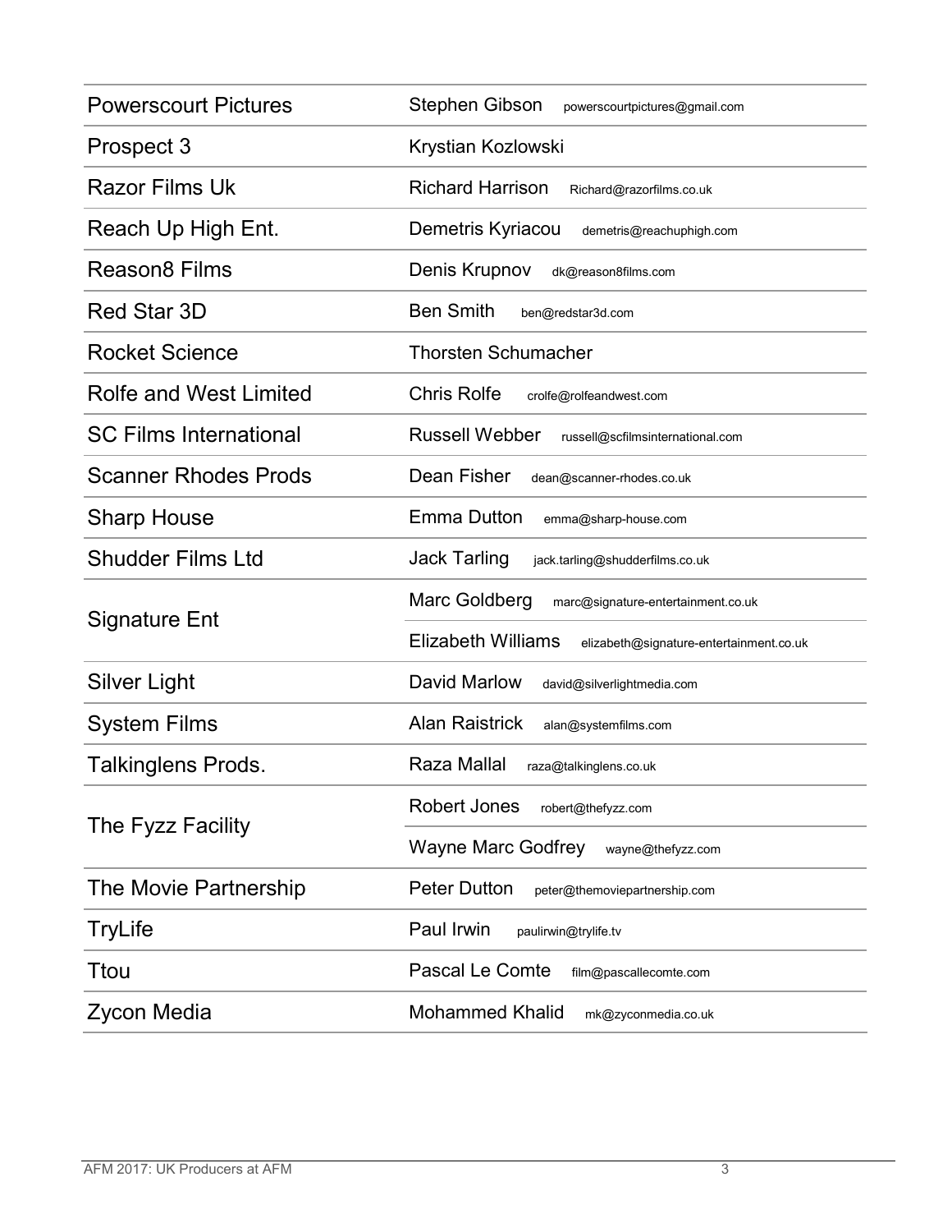| | | |
|---|---|---|
| Powerscourt Pictures | Stephen Gibson | powerscourtpictures@gmail.com |
| Prospect 3 | Krystian Kozlowski | |
| Razor Films Uk | Richard Harrison | Richard@razorfilms.co.uk |
| Reach Up High Ent. | Demetris Kyriacou | demetris@reachuphigh.com |
| Reason8 Films | Denis Krupnov | dk@reason8films.com |
| Red Star 3D | Ben Smith | ben@redstar3d.com |
| Rocket Science | Thorsten Schumacher | |
| Rolfe and West Limited | Chris Rolfe | crolfe@rolfeandwest.com |
| SC Films International | Russell Webber | russell@scfilmsinternational.com |
| Scanner Rhodes Prods | Dean Fisher | dean@scanner-rhodes.co.uk |
| Sharp House | Emma Dutton | emma@sharp-house.com |
| Shudder Films Ltd | Jack Tarling | jack.tarling@shudderfilms.co.uk |
| Signature Ent | Marc Goldberg | marc@signature-entertainment.co.uk |
| | Elizabeth Williams | elizabeth@signature-entertainment.co.uk |
| Silver Light | David Marlow | david@silverlightmedia.com |
| System Films | Alan Raistrick | alan@systemfilms.com |
| Talkinglens Prods. | Raza Mallal | raza@talkinglens.co.uk |
| The Fyzz Facility | Robert Jones | robert@thefyzz.com |
| | Wayne Marc Godfrey | wayne@thefyzz.com |
| The Movie Partnership | Peter Dutton | peter@themoviepartnership.com |
| TryLife | Paul Irwin | paulirwin@trylife.tv |
| Ttou | Pascal Le Comte | film@pascallecomte.com |
| Zycon Media | Mohammed Khalid | mk@zyconmedia.co.uk |